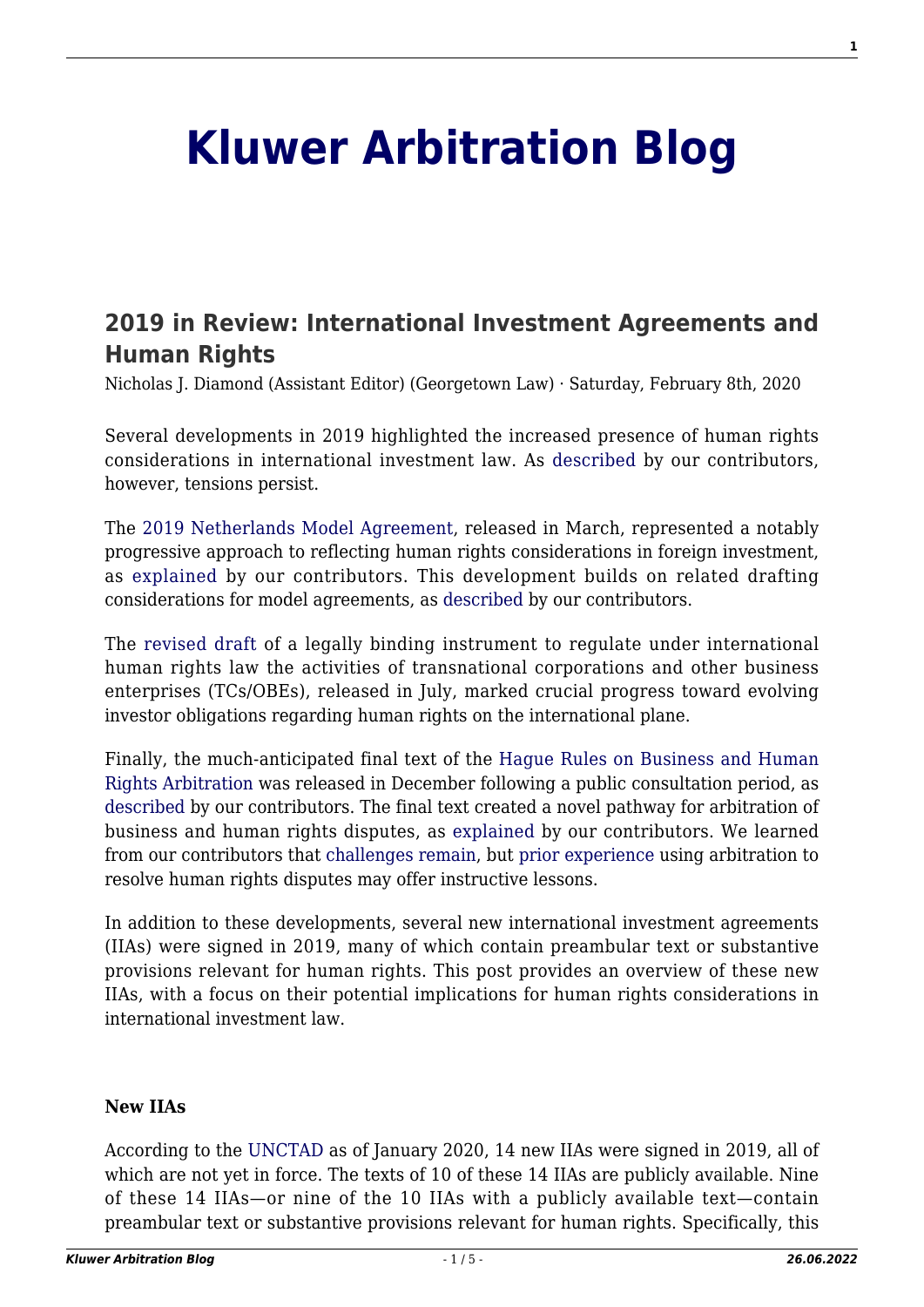# Kluwer Arbitration Blog

## 2019 in Review: International Investment Agreements and Human Rights

Nicholas J. Diamond (Assistant Editor) (Georgetown Law) · Saturday, February 8th, 2020

Several developments in 2019 highlighted the increased presence of human rights considerations in international investment law. As described by our contributors, however, tensions persist.

The 2019 Netherlands Model Agreement, released in March, represented a notably progressive approach to reflecting human rights considerations in foreign investment, as explained by our contributors. This development builds on related drafting considerations for model agreements, as described by our contributors.

The revised draft of a legally binding instrument to regulate under international human rights law the activities of transnational corporations and other business enterprises (TCs/OBEs), released in July, marked crucial progress toward evolving investor obligations regarding human rights on the international plane.

Finally, the much-anticipated final text of the Hague Rules on Business and Human Rights Arbitration was released in December following a public consultation period, as described by our contributors. The final text created a novel pathway for arbitration of business and human rights disputes, as explained by our contributors. We learned from our contributors that challenges remain, but prior experience using arbitration to resolve human rights disputes may offer instructive lessons.

In addition to these developments, several new international investment agreements (IIAs) were signed in 2019, many of which contain preambular text or substantive provisions relevant for human rights. This post provides an overview of these new IIAs, with a focus on their potential implications for human rights considerations in international investment law.

**New IIAs**

According to the UNCTAD as of January 2020, 14 new IIAs were signed in 2019, all of which are not yet in force. The texts of 10 of these 14 IIAs are publicly available. Nine of these 14 IIAs—or nine of the 10 IIAs with a publicly available text—contain preambular text or substantive provisions relevant for human rights. Specifically, this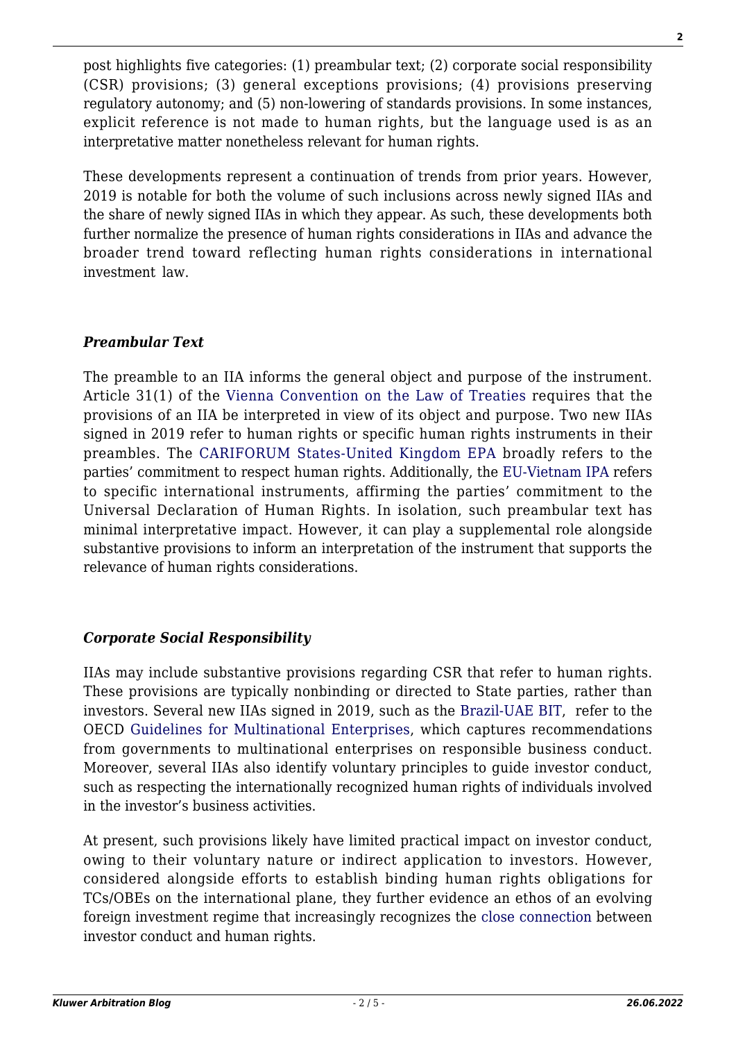post highlights five categories: (1) preambular text; (2) corporate social responsibility (CSR) provisions; (3) general exceptions provisions; (4) provisions preserving regulatory autonomy; and (5) non-lowering of standards provisions. In some instances, explicit reference is not made to human rights, but the language used is as an interpretative matter nonetheless relevant for human rights.

These developments represent a continuation of trends from prior years. However, 2019 is notable for both the volume of such inclusions across newly signed IIAs and the share of newly signed IIAs in which they appear. As such, these developments both further normalize the presence of human rights considerations in IIAs and advance the broader trend toward reflecting human rights considerations in international investment law.

### *Preambular Text*

The preamble to an IIA informs the general object and purpose of the instrument. Article 31(1) of the Vienna Convention on the Law of Treaties requires that the provisions of an IIA be interpreted in view of its object and purpose. Two new IIAs signed in 2019 refer to human rights or specific human rights instruments in their preambles. The CARIFORUM States-United Kingdom EPA broadly refers to the parties' commitment to respect human rights. Additionally, the EU-Vietnam IPA refers to specific international instruments, affirming the parties' commitment to the Universal Declaration of Human Rights. In isolation, such preambular text has minimal interpretative impact. However, it can play a supplemental role alongside substantive provisions to inform an interpretation of the instrument that supports the relevance of human rights considerations.

### *Corporate Social Responsibility*

IIAs may include substantive provisions regarding CSR that refer to human rights. These provisions are typically nonbinding or directed to State parties, rather than investors. Several new IIAs signed in 2019, such as the Brazil-UAE BIT, refer to the OECD Guidelines for Multinational Enterprises, which captures recommendations from governments to multinational enterprises on responsible business conduct. Moreover, several IIAs also identify voluntary principles to guide investor conduct, such as respecting the internationally recognized human rights of individuals involved in the investor's business activities.

At present, such provisions likely have limited practical impact on investor conduct, owing to their voluntary nature or indirect application to investors. However, considered alongside efforts to establish binding human rights obligations for TCs/OBEs on the international plane, they further evidence an ethos of an evolving foreign investment regime that increasingly recognizes the close connection between investor conduct and human rights.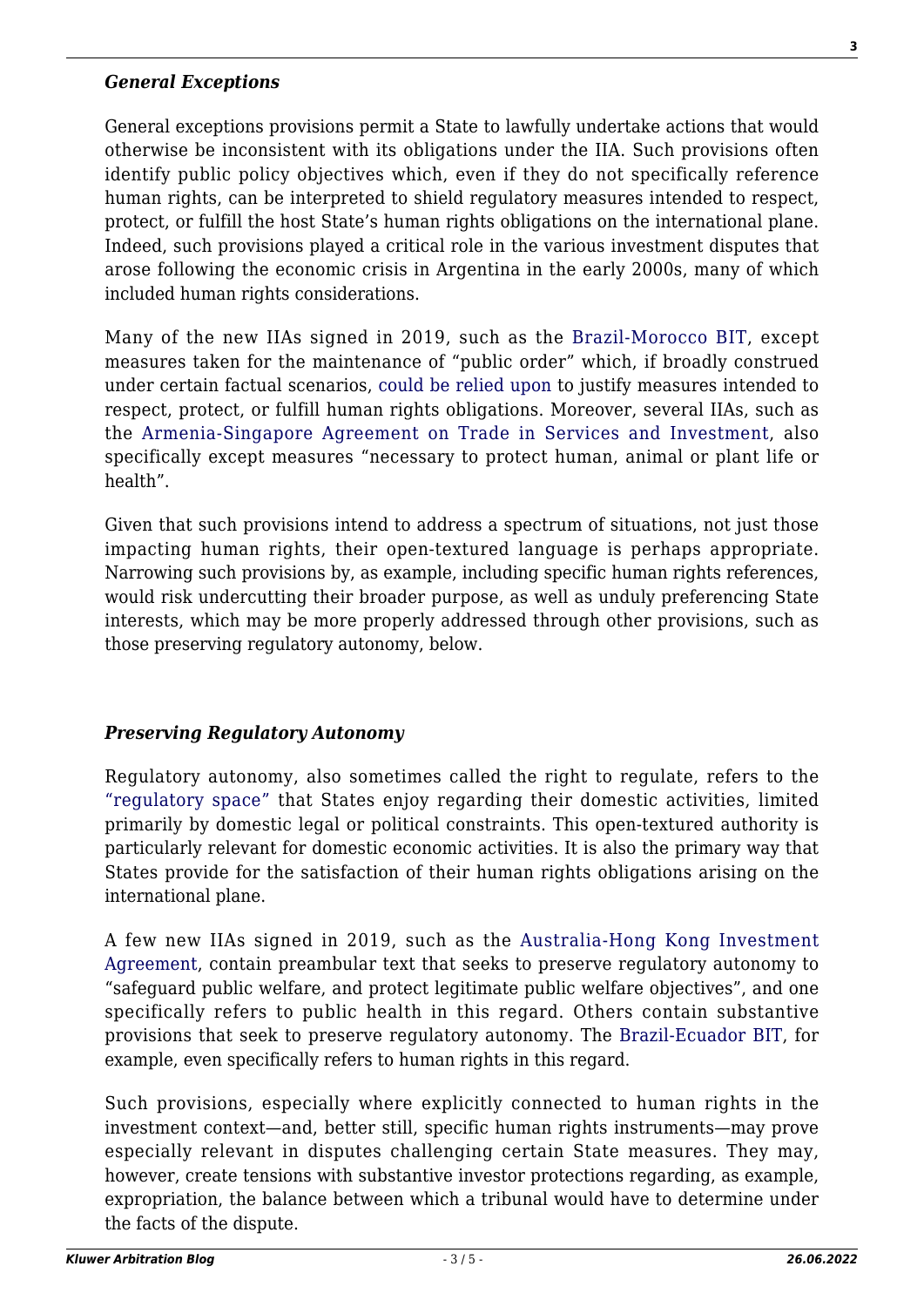### *General Exceptions*

General exceptions provisions permit a State to lawfully undertake actions that would otherwise be inconsistent with its obligations under the IIA. Such provisions often identify public policy objectives which, even if they do not specifically reference human rights, can be interpreted to shield regulatory measures intended to respect, protect, or fulfill the host State's human rights obligations on the international plane. Indeed, such provisions played a critical role in the various investment disputes that arose following the economic crisis in Argentina in the early 2000s, many of which included human rights considerations.

Many of the new IIAs signed in 2019, such as the Brazil-Morocco BIT, except measures taken for the maintenance of "public order" which, if broadly construed under certain factual scenarios, could be relied upon to justify measures intended to respect, protect, or fulfill human rights obligations. Moreover, several IIAs, such as the Armenia-Singapore Agreement on Trade in Services and Investment, also specifically except measures "necessary to protect human, animal or plant life or health".

Given that such provisions intend to address a spectrum of situations, not just those impacting human rights, their open-textured language is perhaps appropriate. Narrowing such provisions by, as example, including specific human rights references, would risk undercutting their broader purpose, as well as unduly preferencing State interests, which may be more properly addressed through other provisions, such as those preserving regulatory autonomy, below.

### *Preserving Regulatory Autonomy*

Regulatory autonomy, also sometimes called the right to regulate, refers to the "regulatory space" that States enjoy regarding their domestic activities, limited primarily by domestic legal or political constraints. This open-textured authority is particularly relevant for domestic economic activities. It is also the primary way that States provide for the satisfaction of their human rights obligations arising on the international plane.

A few new IIAs signed in 2019, such as the Australia-Hong Kong Investment Agreement, contain preambular text that seeks to preserve regulatory autonomy to "safeguard public welfare, and protect legitimate public welfare objectives", and one specifically refers to public health in this regard. Others contain substantive provisions that seek to preserve regulatory autonomy. The Brazil-Ecuador BIT, for example, even specifically refers to human rights in this regard.

Such provisions, especially where explicitly connected to human rights in the investment context—and, better still, specific human rights instruments—may prove especially relevant in disputes challenging certain State measures. They may, however, create tensions with substantive investor protections regarding, as example, expropriation, the balance between which a tribunal would have to determine under the facts of the dispute.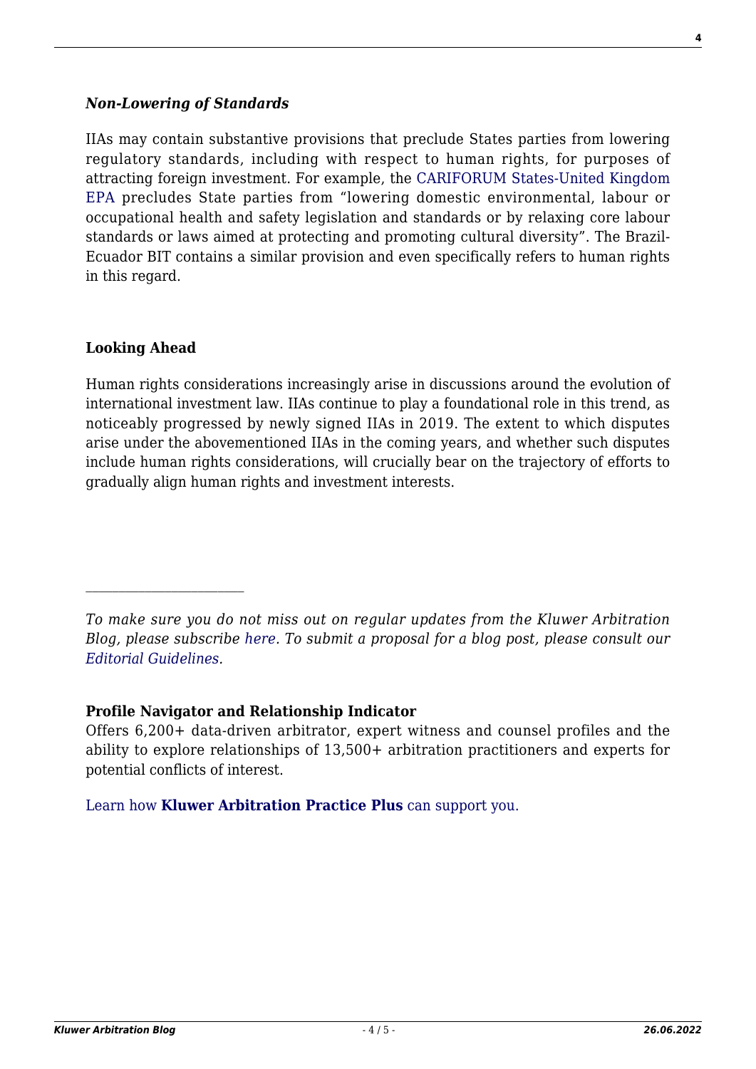### *Non-Lowering of Standards*

IIAs may contain substantive provisions that preclude States parties from lowering regulatory standards, including with respect to human rights, for purposes of attracting foreign investment. For example, the CARIFORUM States-United Kingdom EPA precludes State parties from "lowering domestic environmental, labour or occupational health and safety legislation and standards or by relaxing core labour standards or laws aimed at protecting and promoting cultural diversity". The Brazil-Ecuador BIT contains a similar provision and even specifically refers to human rights in this regard.

## Looking Ahead

Human rights considerations increasingly arise in discussions around the evolution of international investment law. IIAs continue to play a foundational role in this trend, as noticeably progressed by newly signed IIAs in 2019. The extent to which disputes arise under the abovementioned IIAs in the coming years, and whether such disputes include human rights considerations, will crucially bear on the trajectory of efforts to gradually align human rights and investment interests.

---

*To make sure you do not miss out on regular updates from the Kluwer Arbitration Blog, please subscribe here. To submit a proposal for a blog post, please consult our Editorial Guidelines.*

**Profile Navigator and Relationship Indicator**

Offers 6,200+ data-driven arbitrator, expert witness and counsel profiles and the ability to explore relationships of 13,500+ arbitration practitioners and experts for potential conflicts of interest.

Learn how **Kluwer Arbitration Practice Plus** can support you.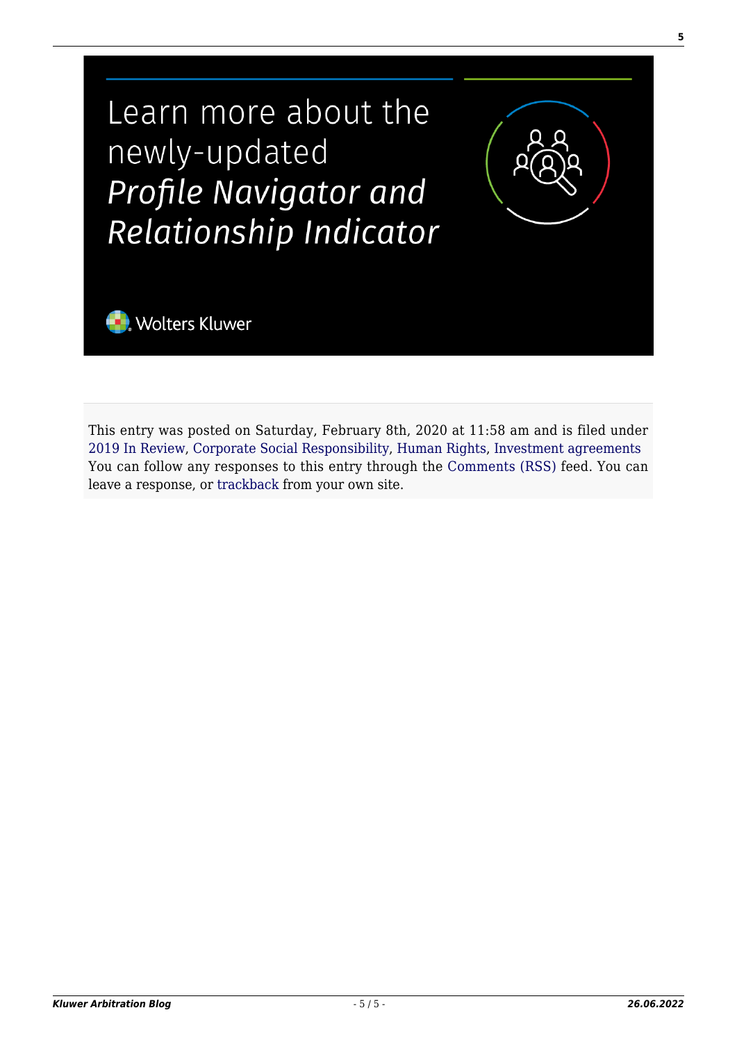Learn more about the newly-updated *Profile Navigator and Relationship Indicator*

Wolters Kluwer

This entry was posted on Saturday, February 8th, 2020 at 11:58 am and is filed under 2019 In Review, Corporate Social Responsibility, Human Rights, Investment agreements You can follow any responses to this entry through the Comments (RSS) feed. You can leave a response, or trackback from your own site.